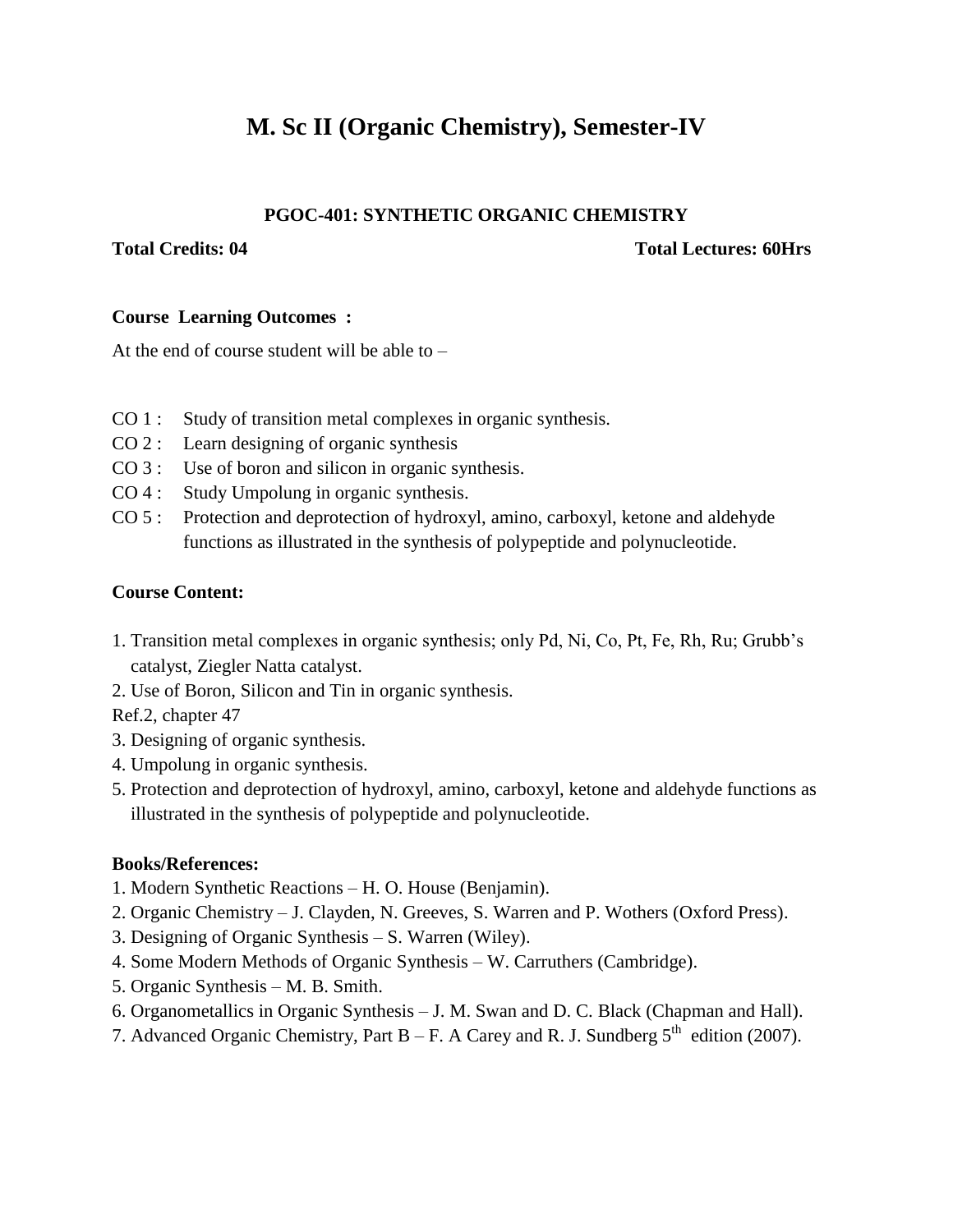# M. Sc II (Organic Chemistry), Semester-IV

## PGOC-401: SYNTHETIC ORGANIC CHEMISTRY

**Total Credits: 04** **Total Lectures: 60Hrs**

**Course Learning Outcomes :**

At the end of course student will be able to –

- CO 1 : Study of transition metal complexes in organic synthesis.
- CO 2 : Learn designing of organic synthesis
- CO 3 : Use of boron and silicon in organic synthesis.
- CO 4 : Study Umpolung in organic synthesis.
- CO 5 : Protection and deprotection of hydroxyl, amino, carboxyl, ketone and aldehyde functions as illustrated in the synthesis of polypeptide and polynucleotide.

**Course Content:**

1. Transition metal complexes in organic synthesis; only Pd, Ni, Co, Pt, Fe, Rh, Ru; Grubb's catalyst, Ziegler Natta catalyst.
2. Use of Boron, Silicon and Tin in organic synthesis.

Ref.2, chapter 47

3. Designing of organic synthesis.
4. Umpolung in organic synthesis.
5. Protection and deprotection of hydroxyl, amino, carboxyl, ketone and aldehyde functions as illustrated in the synthesis of polypeptide and polynucleotide.

**Books/References:**

1. Modern Synthetic Reactions – H. O. House (Benjamin).
2. Organic Chemistry – J. Clayden, N. Greeves, S. Warren and P. Wothers (Oxford Press).
3. Designing of Organic Synthesis – S. Warren (Wiley).
4. Some Modern Methods of Organic Synthesis – W. Carruthers (Cambridge).
5. Organic Synthesis – M. B. Smith.
6. Organometallics in Organic Synthesis – J. M. Swan and D. C. Black (Chapman and Hall).
7. Advanced Organic Chemistry, Part B – F. A Carey and R. J. Sundberg 5th edition (2007).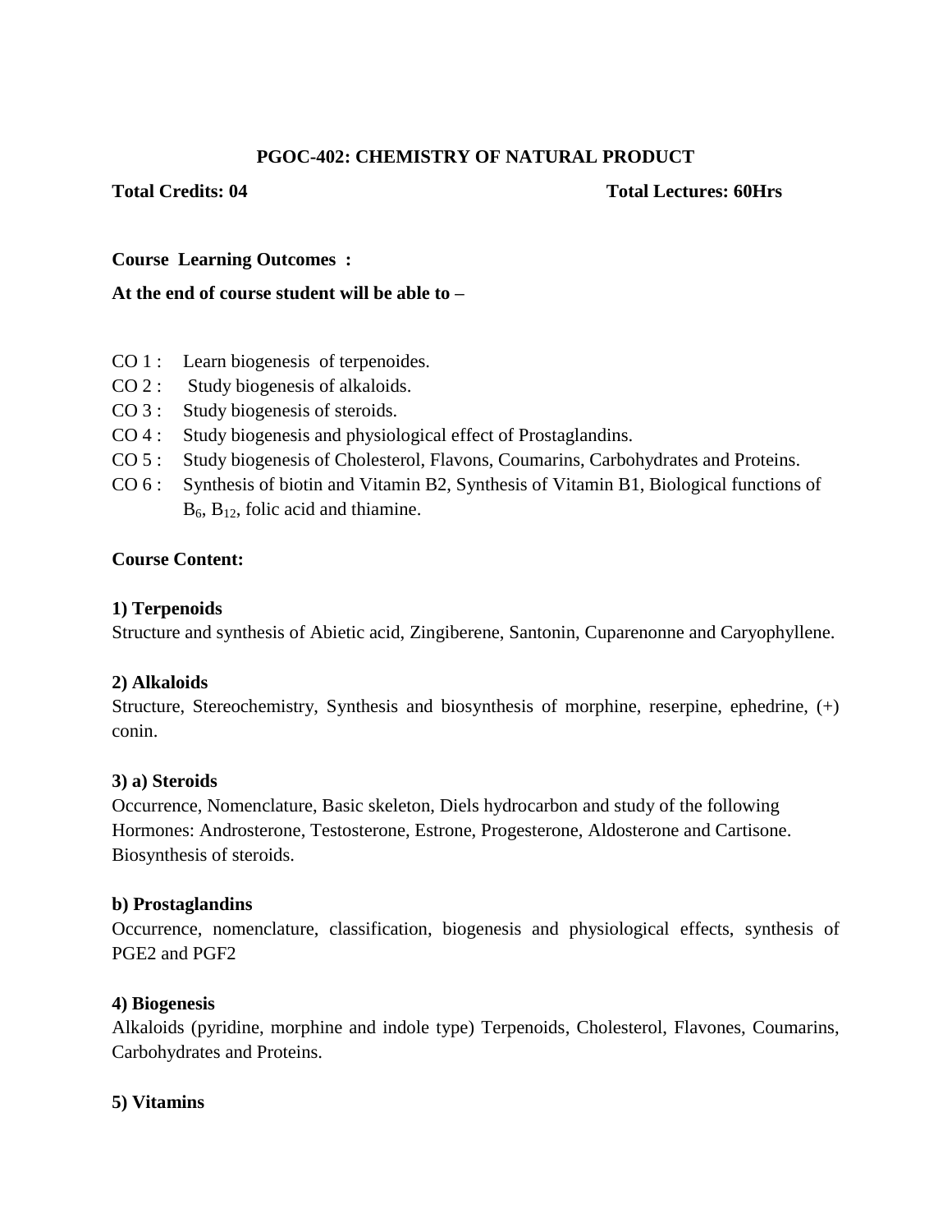## PGOC-402: CHEMISTRY OF NATURAL PRODUCT

**Total Credits: 04** **Total Lectures: 60Hrs**

**Course Learning Outcomes :**

**At the end of course student will be able to –**

- CO 1 : Learn biogenesis of terpenoides.
- CO 2 : Study biogenesis of alkaloids.
- CO 3 : Study biogenesis of steroids.
- CO 4 : Study biogenesis and physiological effect of Prostaglandins.
- CO 5 : Study biogenesis of Cholesterol, Flavons, Coumarins, Carbohydrates and Proteins.
- CO 6 : Synthesis of biotin and Vitamin B2, Synthesis of Vitamin B1, Biological functions of $B_6$, $B_{12}$, folic acid and thiamine.

**Course Content:**

**1) Terpenoids**

Structure and synthesis of Abietic acid, Zingiberene, Santonin, Cuparenonne and Caryophyllene.

**2) Alkaloids**

Structure, Stereochemistry, Synthesis and biosynthesis of morphine, reserpine, ephedrine, (+) conin.

**3) a) Steroids**

Occurrence, Nomenclature, Basic skeleton, Diels hydrocarbon and study of the following Hormones: Androsterone, Testosterone, Estrone, Progesterone, Aldosterone and Cartisone. Biosynthesis of steroids.

**b) Prostaglandins**

Occurrence, nomenclature, classification, biogenesis and physiological effects, synthesis of PGE2 and PGF2

**4) Biogenesis**

Alkaloids (pyridine, morphine and indole type) Terpenoids, Cholesterol, Flavones, Coumarins, Carbohydrates and Proteins.

**5) Vitamins**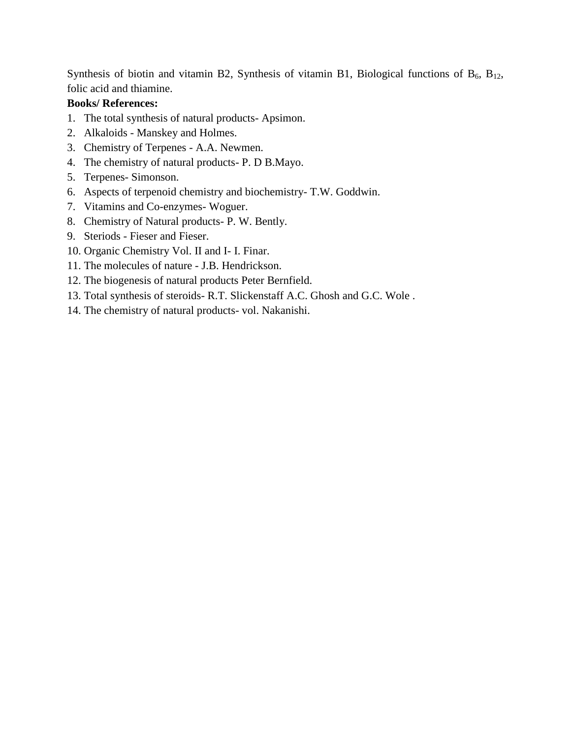Synthesis of biotin and vitamin B2, Synthesis of vitamin B1, Biological functions of $B_6$, $B_{12}$, folic acid and thiamine.

**Books/ References:**

1. The total synthesis of natural products- Apsimon.
2. Alkaloids - Manskey and Holmes.
3. Chemistry of Terpenes - A.A. Newmen.
4. The chemistry of natural products- P. D B.Mayo.
5. Terpenes- Simonson.
6. Aspects of terpenoid chemistry and biochemistry- T.W. Goddwin.
7. Vitamins and Co-enzymes- Woguer.
8. Chemistry of Natural products- P. W. Bently.
9. Steriods - Fieser and Fieser.
10. Organic Chemistry Vol. II and I- I. Finar.
11. The molecules of nature - J.B. Hendrickson.
12. The biogenesis of natural products Peter Bernfield.
13. Total synthesis of steroids- R.T. Slickenstaff A.C. Ghosh and G.C. Wole .
14. The chemistry of natural products- vol. Nakanishi.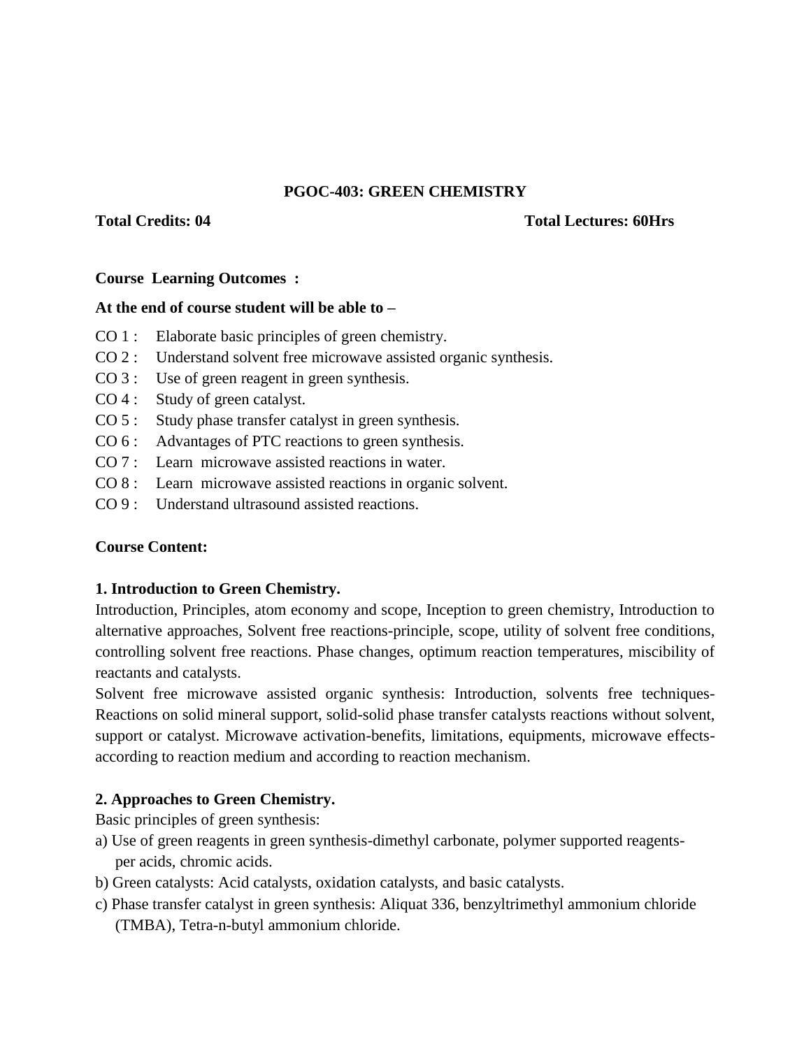## PGOC-403: GREEN CHEMISTRY

**Total Credits: 04** **Total Lectures: 60Hrs**

**Course Learning Outcomes :**

**At the end of course student will be able to –**

- CO 1 : Elaborate basic principles of green chemistry.
- CO 2 : Understand solvent free microwave assisted organic synthesis.
- CO 3 : Use of green reagent in green synthesis.
- CO 4 : Study of green catalyst.
- CO 5 : Study phase transfer catalyst in green synthesis.
- CO 6 : Advantages of PTC reactions to green synthesis.
- CO 7 : Learn microwave assisted reactions in water.
- CO 8 : Learn microwave assisted reactions in organic solvent.
- CO 9 : Understand ultrasound assisted reactions.

**Course Content:**

**1. Introduction to Green Chemistry.**

Introduction, Principles, atom economy and scope, Inception to green chemistry, Introduction to alternative approaches, Solvent free reactions-principle, scope, utility of solvent free conditions, controlling solvent free reactions. Phase changes, optimum reaction temperatures, miscibility of reactants and catalysts.

Solvent free microwave assisted organic synthesis: Introduction, solvents free techniques- Reactions on solid mineral support, solid-solid phase transfer catalysts reactions without solvent, support or catalyst. Microwave activation-benefits, limitations, equipments, microwave effects- according to reaction medium and according to reaction mechanism.

**2. Approaches to Green Chemistry.**

Basic principles of green synthesis:

a) Use of green reagents in green synthesis-dimethyl carbonate, polymer supported reagents- per acids, chromic acids.

b) Green catalysts: Acid catalysts, oxidation catalysts, and basic catalysts.

c) Phase transfer catalyst in green synthesis: Aliquat 336, benzyltrimethyl ammonium chloride (TMBA), Tetra-n-butyl ammonium chloride.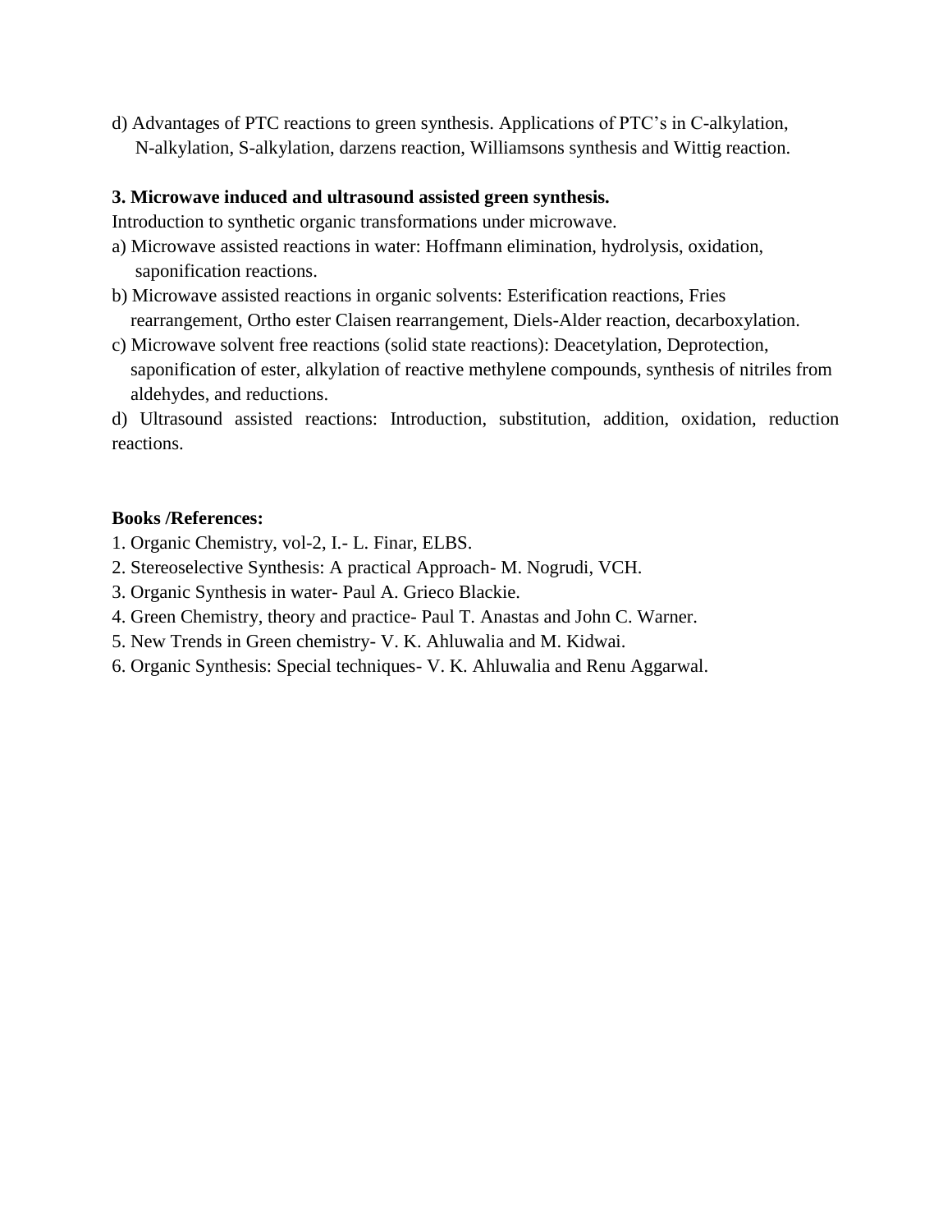d) Advantages of PTC reactions to green synthesis. Applications of PTC's in C-alkylation, N-alkylation, S-alkylation, darzens reaction, Williamsons synthesis and Wittig reaction.

**3. Microwave induced and ultrasound assisted green synthesis.**

Introduction to synthetic organic transformations under microwave.

a) Microwave assisted reactions in water: Hoffmann elimination, hydrolysis, oxidation, saponification reactions.

b) Microwave assisted reactions in organic solvents: Esterification reactions, Fries rearrangement, Ortho ester Claisen rearrangement, Diels-Alder reaction, decarboxylation.

c) Microwave solvent free reactions (solid state reactions): Deacetylation, Deprotection, saponification of ester, alkylation of reactive methylene compounds, synthesis of nitriles from aldehydes, and reductions.

d) Ultrasound assisted reactions: Introduction, substitution, addition, oxidation, reduction reactions.

**Books /References:**

1. Organic Chemistry, vol-2, I.- L. Finar, ELBS.
2. Stereoselective Synthesis: A practical Approach- M. Nogrudi, VCH.
3. Organic Synthesis in water- Paul A. Grieco Blackie.
4. Green Chemistry, theory and practice- Paul T. Anastas and John C. Warner.
5. New Trends in Green chemistry- V. K. Ahluwalia and M. Kidwai.
6. Organic Synthesis: Special techniques- V. K. Ahluwalia and Renu Aggarwal.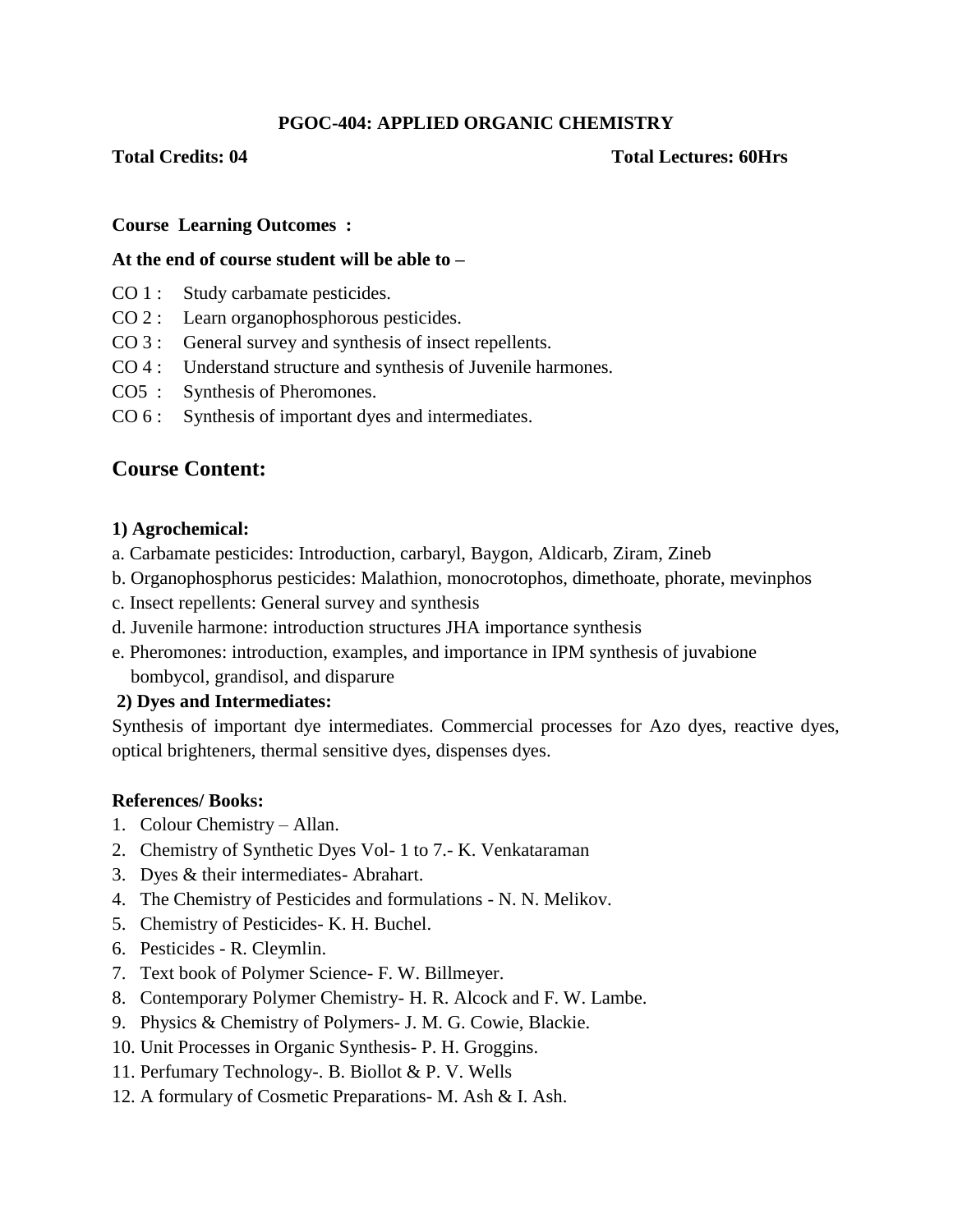## PGOC-404: APPLIED ORGANIC CHEMISTRY

**Total Credits: 04** **Total Lectures: 60Hrs**

**Course Learning Outcomes :**

**At the end of course student will be able to –**

CO 1 : Study carbamate pesticides.
CO 2 : Learn organophosphorous pesticides.
CO 3 : General survey and synthesis of insect repellents.
CO 4 : Understand structure and synthesis of Juvenile harmones.
CO5 : Synthesis of Pheromones.
CO 6 : Synthesis of important dyes and intermediates.

# Course Content:

**1) Agrochemical:**

a. Carbamate pesticides: Introduction, carbaryl, Baygon, Aldicarb, Ziram, Zineb
b. Organophosphorus pesticides: Malathion, monocrotophos, dimethoate, phorate, mevinphos
c. Insect repellents: General survey and synthesis
d. Juvenile harmone: introduction structures JHA importance synthesis
e. Pheromones: introduction, examples, and importance in IPM synthesis of juvabione bombycol, grandisol, and disparure

**2) Dyes and Intermediates:**

Synthesis of important dye intermediates. Commercial processes for Azo dyes, reactive dyes, optical brighteners, thermal sensitive dyes, dispenses dyes.

**References/ Books:**

1. Colour Chemistry – Allan.
2. Chemistry of Synthetic Dyes Vol- 1 to 7.- K. Venkataraman
3. Dyes & their intermediates- Abrahart.
4. The Chemistry of Pesticides and formulations - N. N. Melikov.
5. Chemistry of Pesticides- K. H. Buchel.
6. Pesticides - R. Cleymlin.
7. Text book of Polymer Science- F. W. Billmeyer.
8. Contemporary Polymer Chemistry- H. R. Alcock and F. W. Lambe.
9. Physics & Chemistry of Polymers- J. M. G. Cowie, Blackie.
10. Unit Processes in Organic Synthesis- P. H. Groggins.
11. Perfumary Technology-. B. Biollot & P. V. Wells
12. A formulary of Cosmetic Preparations- M. Ash & I. Ash.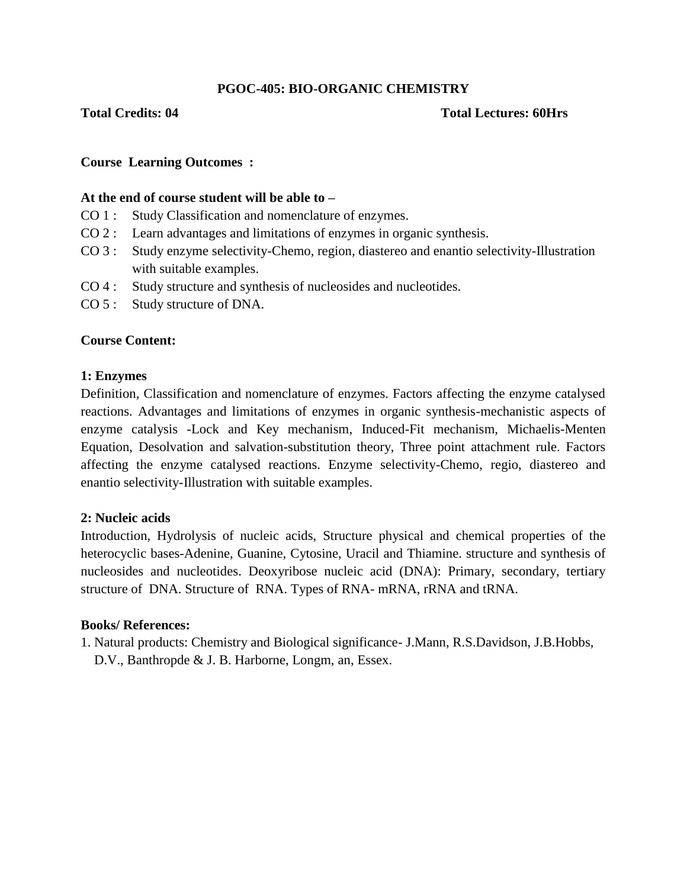## PGOC-405: BIO-ORGANIC CHEMISTRY

**Total Credits: 04** **Total Lectures: 60Hrs**

**Course Learning Outcomes :**

**At the end of course student will be able to –**

- CO 1 : Study Classification and nomenclature of enzymes.
- CO 2 : Learn advantages and limitations of enzymes in organic synthesis.
- CO 3 : Study enzyme selectivity-Chemo, region, diastereo and enantio selectivity-Illustration with suitable examples.
- CO 4 : Study structure and synthesis of nucleosides and nucleotides.
- CO 5 : Study structure of DNA.

**Course Content:**

**1: Enzymes**

Definition, Classification and nomenclature of enzymes. Factors affecting the enzyme catalysed reactions. Advantages and limitations of enzymes in organic synthesis-mechanistic aspects of enzyme catalysis -Lock and Key mechanism, Induced-Fit mechanism, Michaelis-Menten Equation, Desolvation and salvation-substitution theory, Three point attachment rule. Factors affecting the enzyme catalysed reactions. Enzyme selectivity-Chemo, regio, diastereo and enantio selectivity-Illustration with suitable examples.

**2: Nucleic acids**

Introduction, Hydrolysis of nucleic acids, Structure physical and chemical properties of the heterocyclic bases-Adenine, Guanine, Cytosine, Uracil and Thiamine. structure and synthesis of nucleosides and nucleotides. Deoxyribose nucleic acid (DNA): Primary, secondary, tertiary structure of DNA. Structure of RNA. Types of RNA- mRNA, rRNA and tRNA.

**Books/ References:**

1. Natural products: Chemistry and Biological significance- J.Mann, R.S.Davidson, J.B.Hobbs, D.V., Banthropde & J. B. Harborne, Longm, an, Essex.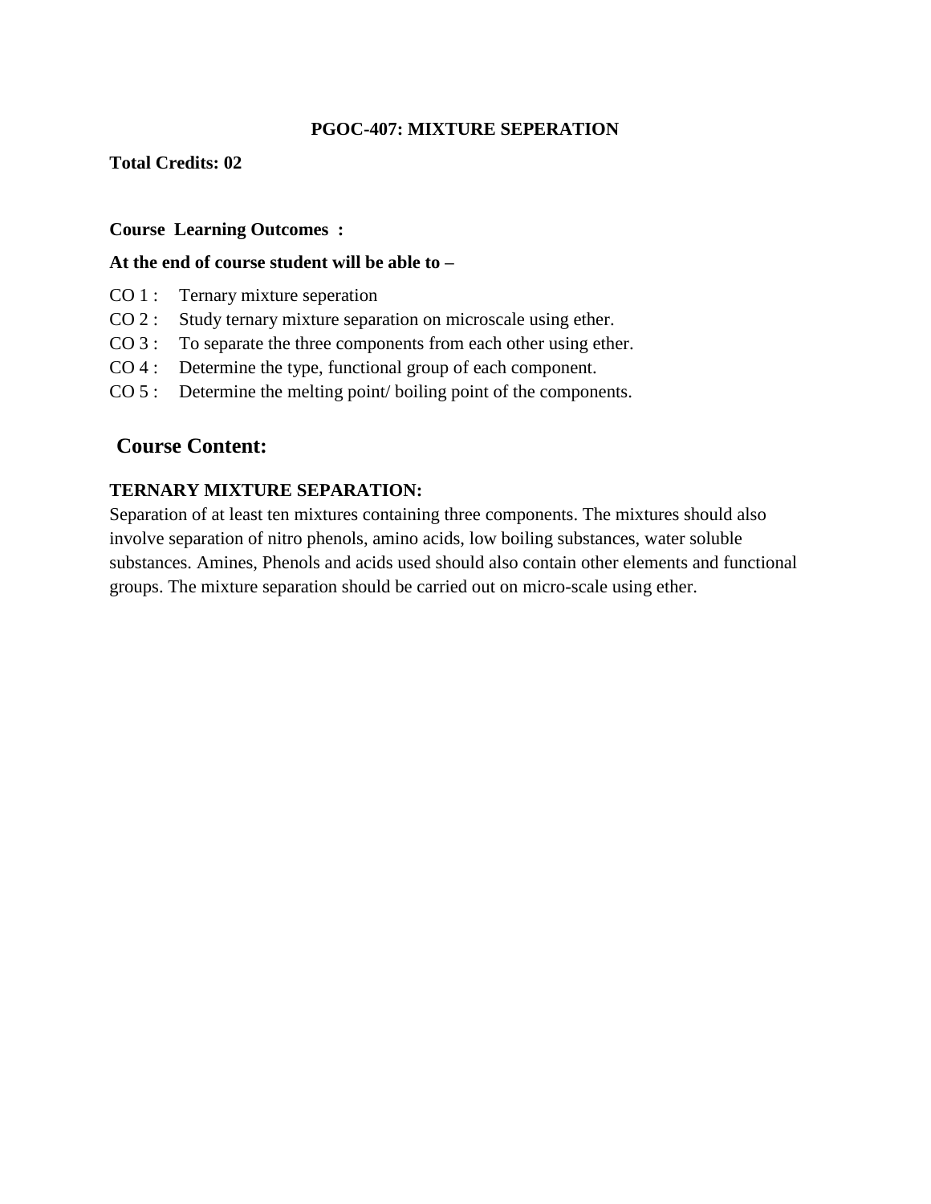**PGOC-407: MIXTURE SEPERATION**

**Total Credits: 02**

**Course Learning Outcomes :**

**At the end of course student will be able to –**

CO 1 : Ternary mixture seperation

CO 2 : Study ternary mixture separation on microscale using ether.

CO 3 : To separate the three components from each other using ether.

CO 4 : Determine the type, functional group of each component.

CO 5 : Determine the melting point/ boiling point of the components.

## Course Content:

**TERNARY MIXTURE SEPARATION:**

Separation of at least ten mixtures containing three components. The mixtures should also involve separation of nitro phenols, amino acids, low boiling substances, water soluble substances. Amines, Phenols and acids used should also contain other elements and functional groups. The mixture separation should be carried out on micro-scale using ether.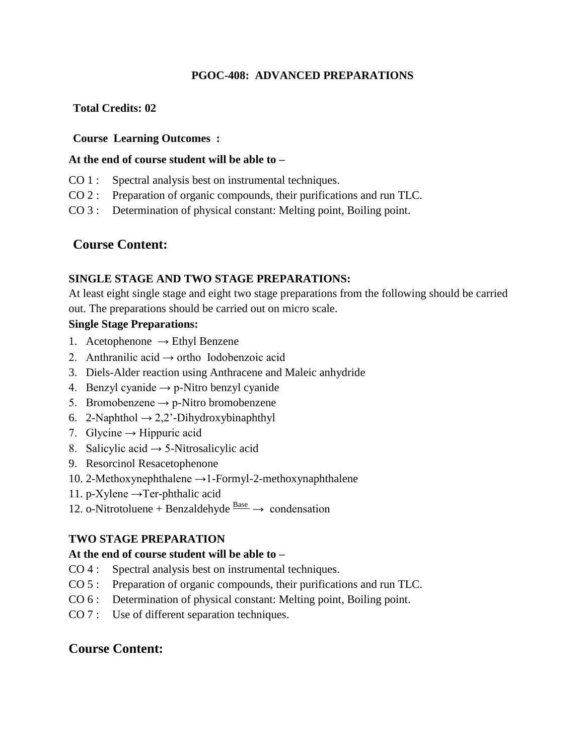# PGOC-408: ADVANCED PREPARATIONS

**Total Credits: 02**

**Course Learning Outcomes :**

**At the end of course student will be able to –**

CO 1 : Spectral analysis best on instrumental techniques.
CO 2 : Preparation of organic compounds, their purifications and run TLC.
CO 3 : Determination of physical constant: Melting point, Boiling point.

## Course Content:

**SINGLE STAGE AND TWO STAGE PREPARATIONS:**
At least eight single stage and eight two stage preparations from the following should be carried out. The preparations should be carried out on micro scale.

**Single Stage Preparations:**

1. Acetophenone → Ethyl Benzene
2. Anthranilic acid → ortho Iodobenzoic acid
3. Diels-Alder reaction using Anthracene and Maleic anhydride
4. Benzyl cyanide → p-Nitro benzyl cyanide
5. Bromobenzene → p-Nitro bromobenzene
6. 2-Naphthol → 2,2'-Dihydroxybinaphthyl
7. Glycine → Hippuric acid
8. Salicylic acid → 5-Nitrosalicylic acid
9. Resorcinol Resacetophenone
10. 2-Methoxynephthalene →1-Formyl-2-methoxynaphthalene
11. p-Xylene →Ter-phthalic acid
12. o-Nitrotoluene + Benzaldehyde $\xrightarrow{\text{Base}}$ condensation

**TWO STAGE PREPARATION**

**At the end of course student will be able to –**

CO 4 : Spectral analysis best on instrumental techniques.
CO 5 : Preparation of organic compounds, their purifications and run TLC.
CO 6 : Determination of physical constant: Melting point, Boiling point.
CO 7 : Use of different separation techniques.

## Course Content: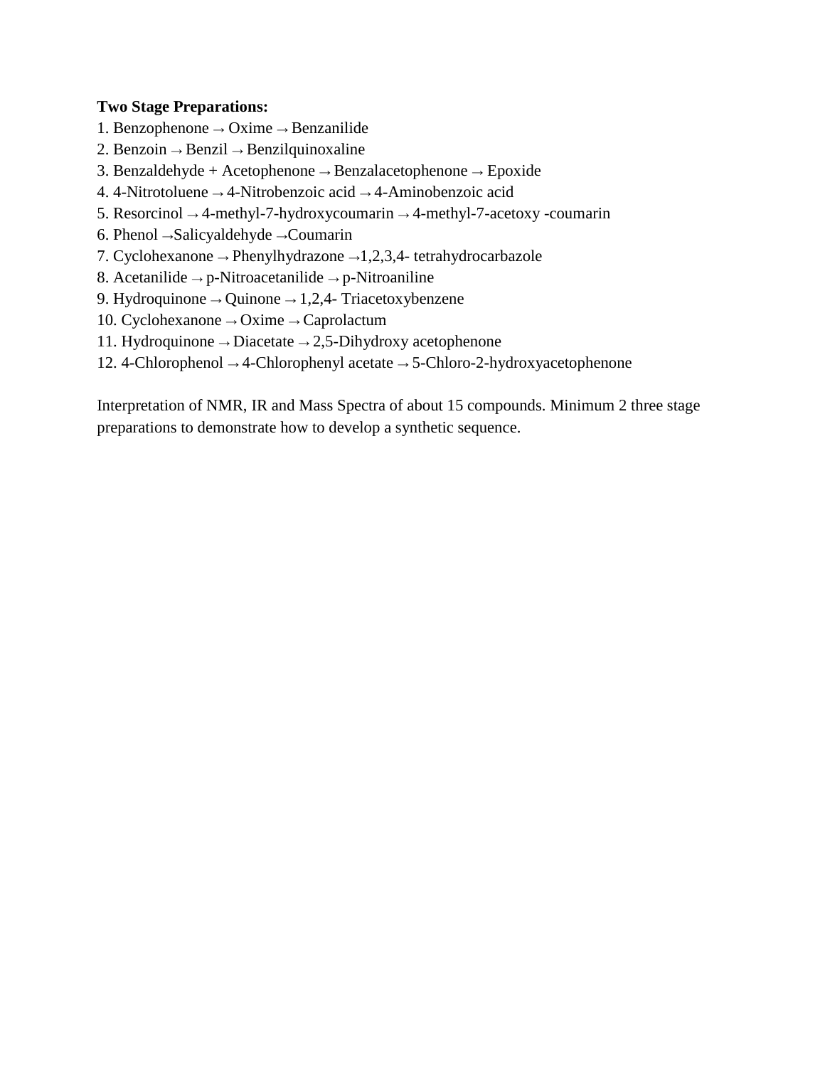**Two Stage Preparations:**

1. Benzophenone → Oxime → Benzanilide
2. Benzoin → Benzil → Benzilquinoxaline
3. Benzaldehyde + Acetophenone → Benzalacetophenone → Epoxide
4. 4-Nitrotoluene → 4-Nitrobenzoic acid → 4-Aminobenzoic acid
5. Resorcinol → 4-methyl-7-hydroxycoumarin → 4-methyl-7-acetoxy -coumarin
6. Phenol →Salicyaldehyde →Coumarin
7. Cyclohexanone → Phenylhydrazone →1,2,3,4- tetrahydrocarbazole
8. Acetanilide → p-Nitroacetanilide → p-Nitroaniline
9. Hydroquinone → Quinone → 1,2,4- Triacetoxybenzene
10. Cyclohexanone → Oxime → Caprolactum
11. Hydroquinone → Diacetate → 2,5-Dihydroxy acetophenone
12. 4-Chlorophenol → 4-Chlorophenyl acetate → 5-Chloro-2-hydroxyacetophenone

Interpretation of NMR, IR and Mass Spectra of about 15 compounds. Minimum 2 three stage preparations to demonstrate how to develop a synthetic sequence.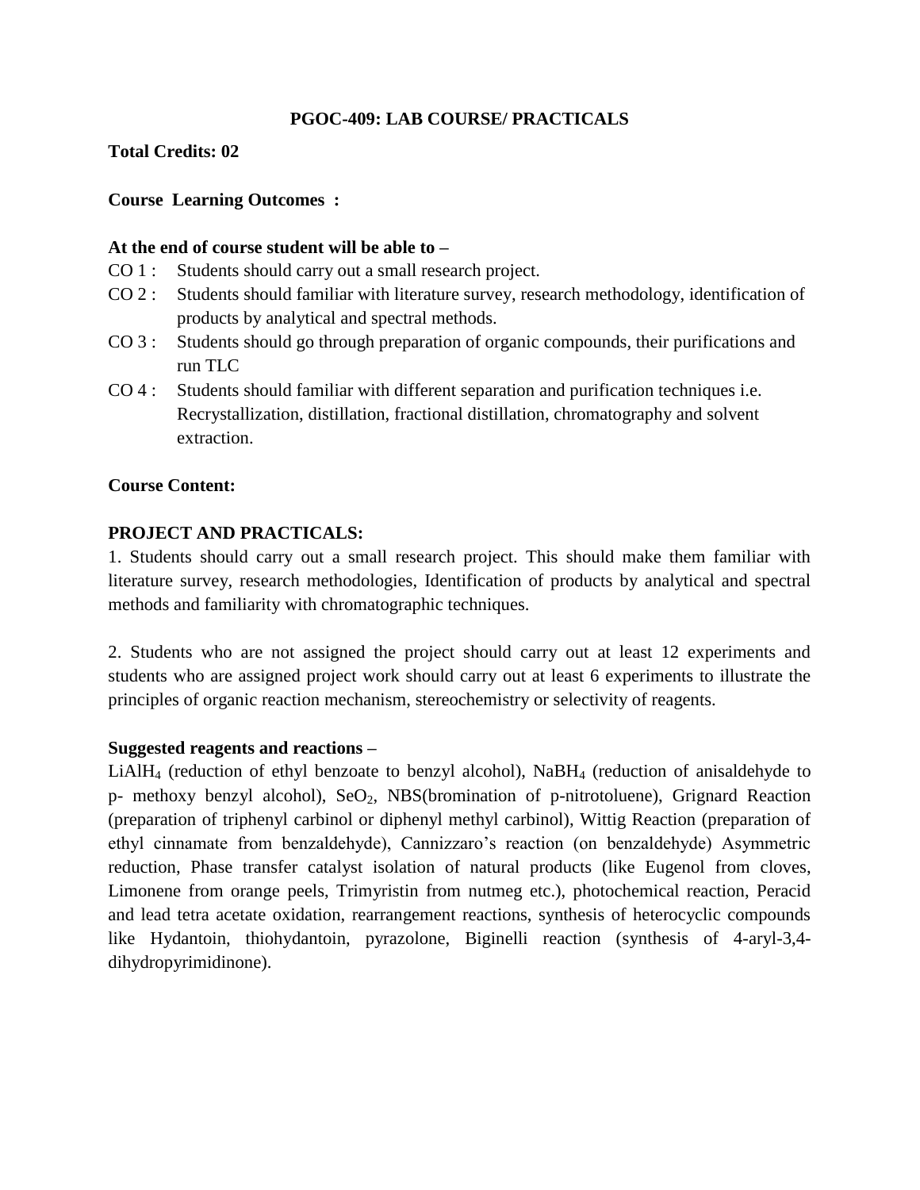## PGOC-409: LAB COURSE/ PRACTICALS

**Total Credits: 02**

**Course Learning Outcomes :**

**At the end of course student will be able to –**

CO 1 : Students should carry out a small research project.

CO 2 : Students should familiar with literature survey, research methodology, identification of products by analytical and spectral methods.

CO 3 : Students should go through preparation of organic compounds, their purifications and run TLC

CO 4 : Students should familiar with different separation and purification techniques i.e. Recrystallization, distillation, fractional distillation, chromatography and solvent extraction.

**Course Content:**

**PROJECT AND PRACTICALS:**

1. Students should carry out a small research project. This should make them familiar with literature survey, research methodologies, Identification of products by analytical and spectral methods and familiarity with chromatographic techniques.

2. Students who are not assigned the project should carry out at least 12 experiments and students who are assigned project work should carry out at least 6 experiments to illustrate the principles of organic reaction mechanism, stereochemistry or selectivity of reagents.

**Suggested reagents and reactions –**

$LiAlH_4$ (reduction of ethyl benzoate to benzyl alcohol), $NaBH_4$ (reduction of anisaldehyde to p- methoxy benzyl alcohol), $SeO_2$, NBS(bromination of p-nitrotoluene), Grignard Reaction (preparation of triphenyl carbinol or diphenyl methyl carbinol), Wittig Reaction (preparation of ethyl cinnamate from benzaldehyde), Cannizzaro's reaction (on benzaldehyde) Asymmetric reduction, Phase transfer catalyst isolation of natural products (like Eugenol from cloves, Limonene from orange peels, Trimyristin from nutmeg etc.), photochemical reaction, Peracid and lead tetra acetate oxidation, rearrangement reactions, synthesis of heterocyclic compounds like Hydantoin, thiohydantoin, pyrazolone, Biginelli reaction (synthesis of 4-aryl-3,4-dihydropyrimidinone).